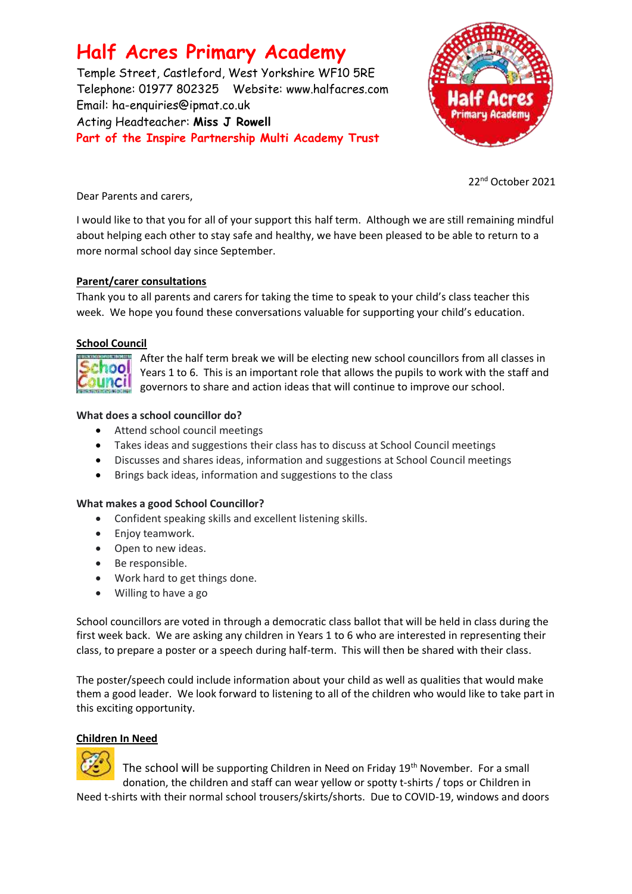# Half Acres Primary Academy

Temple Street, Castleford, West Yorkshire WF10 5RE
Telephone: 01977 802325 Website: www.halfacres.com
Email: ha-enquiries@ipmat.co.uk
Acting Headteacher: **Miss J Rowell**
Part of the Inspire Partnership Multi Academy Trust

22nd October 2021

Dear Parents and carers,

I would like to that you for all of your support this half term. Although we are still remaining mindful about helping each other to stay safe and healthy, we have been pleased to be able to return to a more normal school day since September.

## Parent/carer consultations

Thank you to all parents and carers for taking the time to speak to your child's class teacher this week. We hope you found these conversations valuable for supporting your child's education.

## School Council

After the half term break we will be electing new school councillors from all classes in Years 1 to 6. This is an important role that allows the pupils to work with the staff and governors to share and action ideas that will continue to improve our school.

### What does a school councillor do?

- Attend school council meetings
- Takes ideas and suggestions their class has to discuss at School Council meetings
- Discusses and shares ideas, information and suggestions at School Council meetings
- Brings back ideas, information and suggestions to the class

### What makes a good School Councillor?

- Confident speaking skills and excellent listening skills.
- Enjoy teamwork.
- Open to new ideas.
- Be responsible.
- Work hard to get things done.
- Willing to have a go

School councillors are voted in through a democratic class ballot that will be held in class during the first week back. We are asking any children in Years 1 to 6 who are interested in representing their class, to prepare a poster or a speech during half-term. This will then be shared with their class.

The poster/speech could include information about your child as well as qualities that would make them a good leader. We look forward to listening to all of the children who would like to take part in this exciting opportunity.

## Children In Need

The school will be supporting Children in Need on Friday 19th November. For a small donation, the children and staff can wear yellow or spotty t-shirts / tops or Children in Need t-shirts with their normal school trousers/skirts/shorts. Due to COVID-19, windows and doors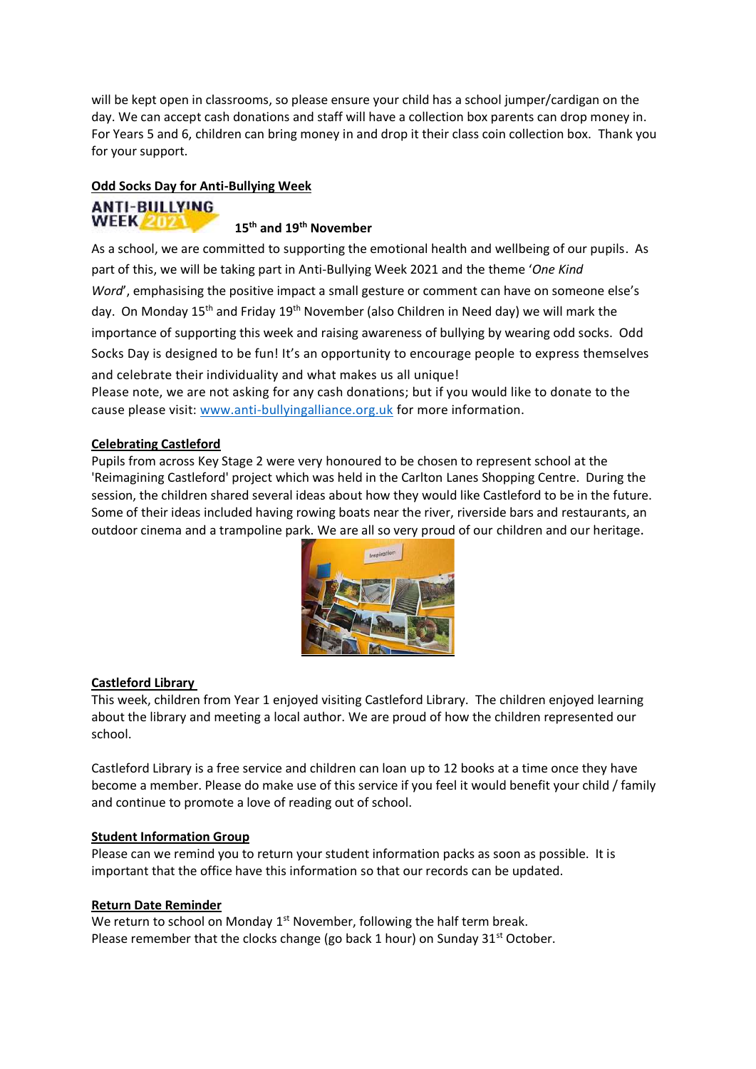will be kept open in classrooms, so please ensure your child has a school jumper/cardigan on the day. We can accept cash donations and staff will have a collection box parents can drop money in. For Years 5 and 6, children can bring money in and drop it their class coin collection box. Thank you for your support.

## Odd Socks Day for Anti-Bullying Week

ANTI-BULLYING WEEK 2021

**15th and 19th November**

As a school, we are committed to supporting the emotional health and wellbeing of our pupils. As part of this, we will be taking part in Anti-Bullying Week 2021 and the theme '*One Kind Word*', emphasising the positive impact a small gesture or comment can have on someone else's day. On Monday 15th and Friday 19th November (also Children in Need day) we will mark the importance of supporting this week and raising awareness of bullying by wearing odd socks. Odd Socks Day is designed to be fun! It's an opportunity to encourage people to express themselves and celebrate their individuality and what makes us all unique!

Please note, we are not asking for any cash donations; but if you would like to donate to the cause please visit: www.anti-bullyingalliance.org.uk for more information.

## Celebrating Castleford

Pupils from across Key Stage 2 were very honoured to be chosen to represent school at the 'Reimagining Castleford' project which was held in the Carlton Lanes Shopping Centre. During the session, the children shared several ideas about how they would like Castleford to be in the future. Some of their ideas included having rowing boats near the river, riverside bars and restaurants, an outdoor cinema and a trampoline park. We are all so very proud of our children and our heritage.

## Castleford Library

This week, children from Year 1 enjoyed visiting Castleford Library. The children enjoyed learning about the library and meeting a local author. We are proud of how the children represented our school.

Castleford Library is a free service and children can loan up to 12 books at a time once they have become a member. Please do make use of this service if you feel it would benefit your child / family and continue to promote a love of reading out of school.

## Student Information Group

Please can we remind you to return your student information packs as soon as possible. It is important that the office have this information so that our records can be updated.

## Return Date Reminder

We return to school on Monday 1st November, following the half term break.
Please remember that the clocks change (go back 1 hour) on Sunday 31st October.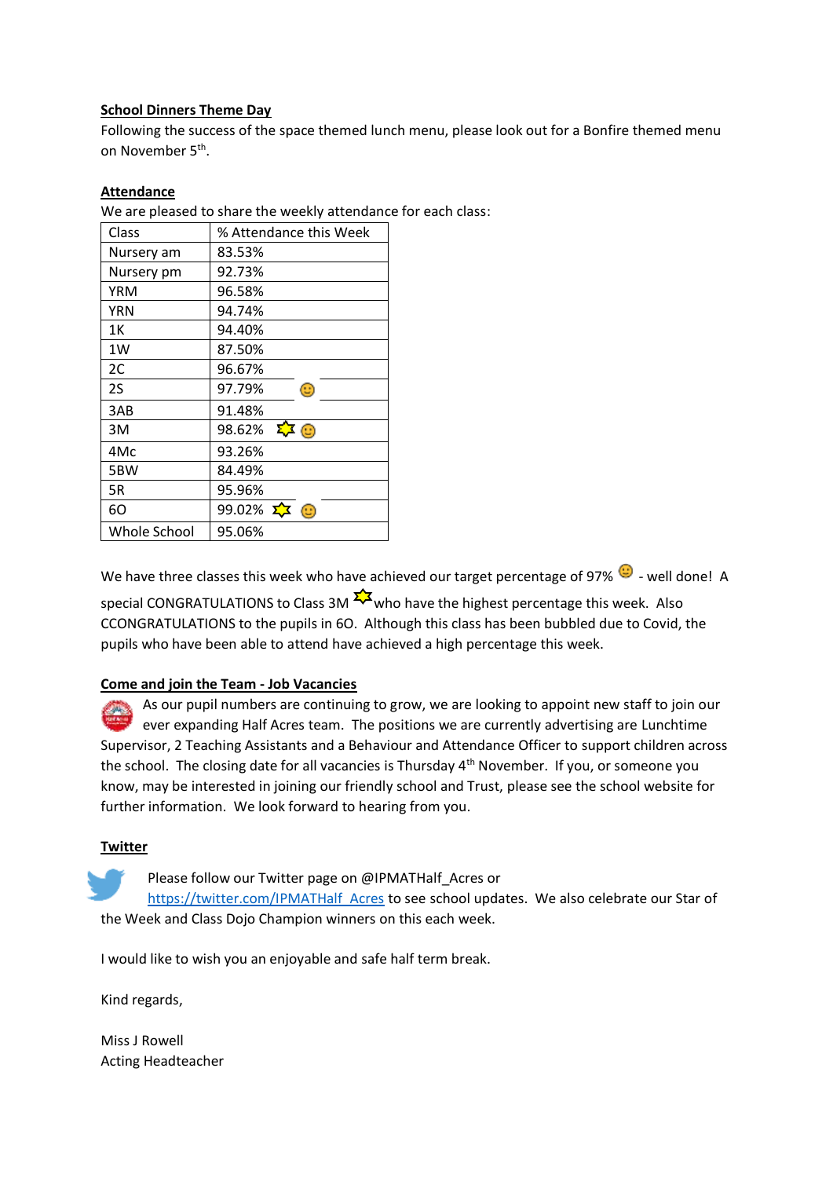**School Dinners Theme Day**

Following the success of the space themed lunch menu, please look out for a Bonfire themed menu on November 5th.

**Attendance**

We are pleased to share the weekly attendance for each class:

| Class | % Attendance this Week |
|---|---|
| Nursery am | 83.53% |
| Nursery pm | 92.73% |
| YRM | 96.58% |
| YRN | 94.74% |
| 1K | 94.40% |
| 1W | 87.50% |
| 2C | 96.67% |
| 2S | 97.79% 🙂 |
| 3AB | 91.48% |
| 3M | 98.62% ⭐ 🙂 |
| 4Mc | 93.26% |
| 5BW | 84.49% |
| 5R | 95.96% |
| 6O | 99.02% ⭐ 🙂 |
| Whole School | 95.06% |

We have three classes this week who have achieved our target percentage of 97% 🙂 - well done! A special CONGRATULATIONS to Class 3M ⭐ who have the highest percentage this week. Also CCONGRATULATIONS to the pupils in 6O. Although this class has been bubbled due to Covid, the pupils who have been able to attend have achieved a high percentage this week.

**Come and join the Team - Job Vacancies**

As our pupil numbers are continuing to grow, we are looking to appoint new staff to join our ever expanding Half Acres team. The positions we are currently advertising are Lunchtime Supervisor, 2 Teaching Assistants and a Behaviour and Attendance Officer to support children across the school. The closing date for all vacancies is Thursday 4th November. If you, or someone you know, may be interested in joining our friendly school and Trust, please see the school website for further information. We look forward to hearing from you.

**Twitter**

Please follow our Twitter page on @IPMATHalf_Acres or https://twitter.com/IPMATHalf_Acres to see school updates. We also celebrate our Star of the Week and Class Dojo Champion winners on this each week.

I would like to wish you an enjoyable and safe half term break.

Kind regards,

Miss J Rowell
Acting Headteacher